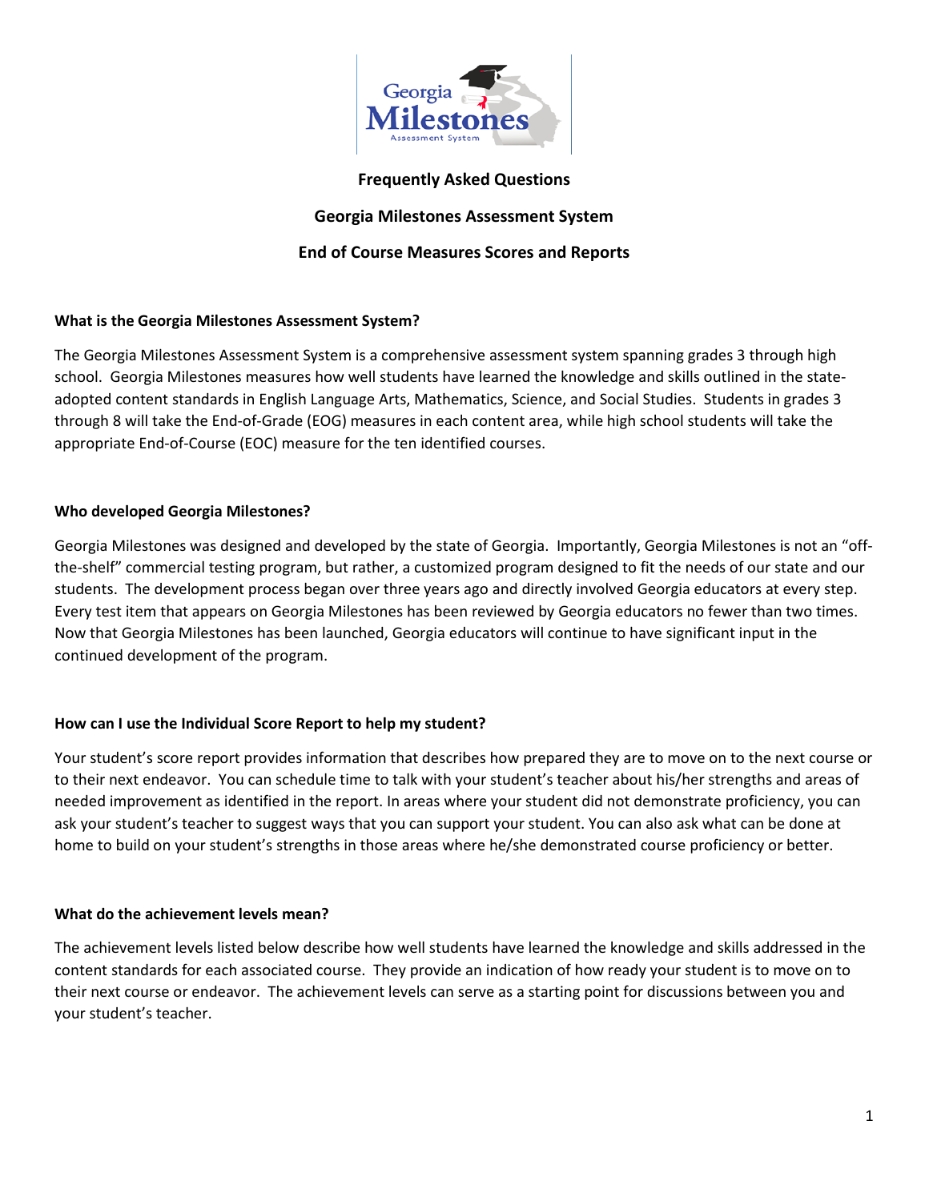**Frequently Asked Questions**

**Georgia Milestones Assessment System**

**End of Course Measures Scores and Reports**

**What is the Georgia Milestones Assessment System?**

The Georgia Milestones Assessment System is a comprehensive assessment system spanning grades 3 through high school. Georgia Milestones measures how well students have learned the knowledge and skills outlined in the state-adopted content standards in English Language Arts, Mathematics, Science, and Social Studies. Students in grades 3 through 8 will take the End-of-Grade (EOG) measures in each content area, while high school students will take the appropriate End-of-Course (EOC) measure for the ten identified courses.

**Who developed Georgia Milestones?**

Georgia Milestones was designed and developed by the state of Georgia. Importantly, Georgia Milestones is not an "off-the-shelf" commercial testing program, but rather, a customized program designed to fit the needs of our state and our students. The development process began over three years ago and directly involved Georgia educators at every step. Every test item that appears on Georgia Milestones has been reviewed by Georgia educators no fewer than two times. Now that Georgia Milestones has been launched, Georgia educators will continue to have significant input in the continued development of the program.

**How can I use the Individual Score Report to help my student?**

Your student's score report provides information that describes how prepared they are to move on to the next course or to their next endeavor. You can schedule time to talk with your student's teacher about his/her strengths and areas of needed improvement as identified in the report. In areas where your student did not demonstrate proficiency, you can ask your student's teacher to suggest ways that you can support your student. You can also ask what can be done at home to build on your student's strengths in those areas where he/she demonstrated course proficiency or better.

**What do the achievement levels mean?**

The achievement levels listed below describe how well students have learned the knowledge and skills addressed in the content standards for each associated course. They provide an indication of how ready your student is to move on to their next course or endeavor. The achievement levels can serve as a starting point for discussions between you and your student's teacher.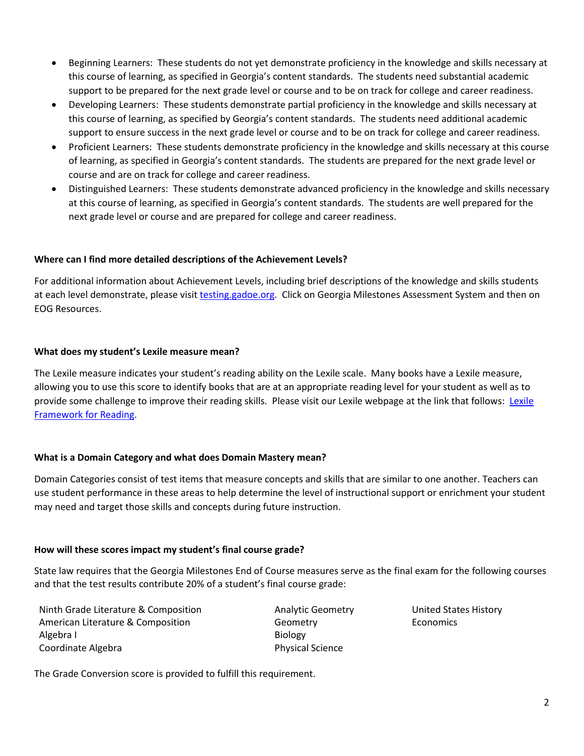- Beginning Learners: These students do not yet demonstrate proficiency in the knowledge and skills necessary at this course of learning, as specified in Georgia's content standards. The students need substantial academic support to be prepared for the next grade level or course and to be on track for college and career readiness.
- Developing Learners: These students demonstrate partial proficiency in the knowledge and skills necessary at this course of learning, as specified by Georgia's content standards. The students need additional academic support to ensure success in the next grade level or course and to be on track for college and career readiness.
- Proficient Learners: These students demonstrate proficiency in the knowledge and skills necessary at this course of learning, as specified in Georgia's content standards. The students are prepared for the next grade level or course and are on track for college and career readiness.
- Distinguished Learners: These students demonstrate advanced proficiency in the knowledge and skills necessary at this course of learning, as specified in Georgia's content standards. The students are well prepared for the next grade level or course and are prepared for college and career readiness.

**Where can I find more detailed descriptions of the Achievement Levels?**

For additional information about Achievement Levels, including brief descriptions of the knowledge and skills students at each level demonstrate, please visit [testing.gadoe.org](testing.gadoe.org). Click on Georgia Milestones Assessment System and then on EOG Resources.

**What does my student's Lexile measure mean?**

The Lexile measure indicates your student's reading ability on the Lexile scale. Many books have a Lexile measure, allowing you to use this score to identify books that are at an appropriate reading level for your student as well as to provide some challenge to improve their reading skills. Please visit our Lexile webpage at the link that follows: Lexile Framework for Reading.

**What is a Domain Category and what does Domain Mastery mean?**

Domain Categories consist of test items that measure concepts and skills that are similar to one another. Teachers can use student performance in these areas to help determine the level of instructional support or enrichment your student may need and target those skills and concepts during future instruction.

**How will these scores impact my student's final course grade?**

State law requires that the Georgia Milestones End of Course measures serve as the final exam for the following courses and that the test results contribute 20% of a student's final course grade:

- Ninth Grade Literature & Composition
- American Literature & Composition
- Algebra I
- Coordinate Algebra
- Analytic Geometry
- Geometry
- Biology
- Physical Science
- United States History
- Economics

The Grade Conversion score is provided to fulfill this requirement.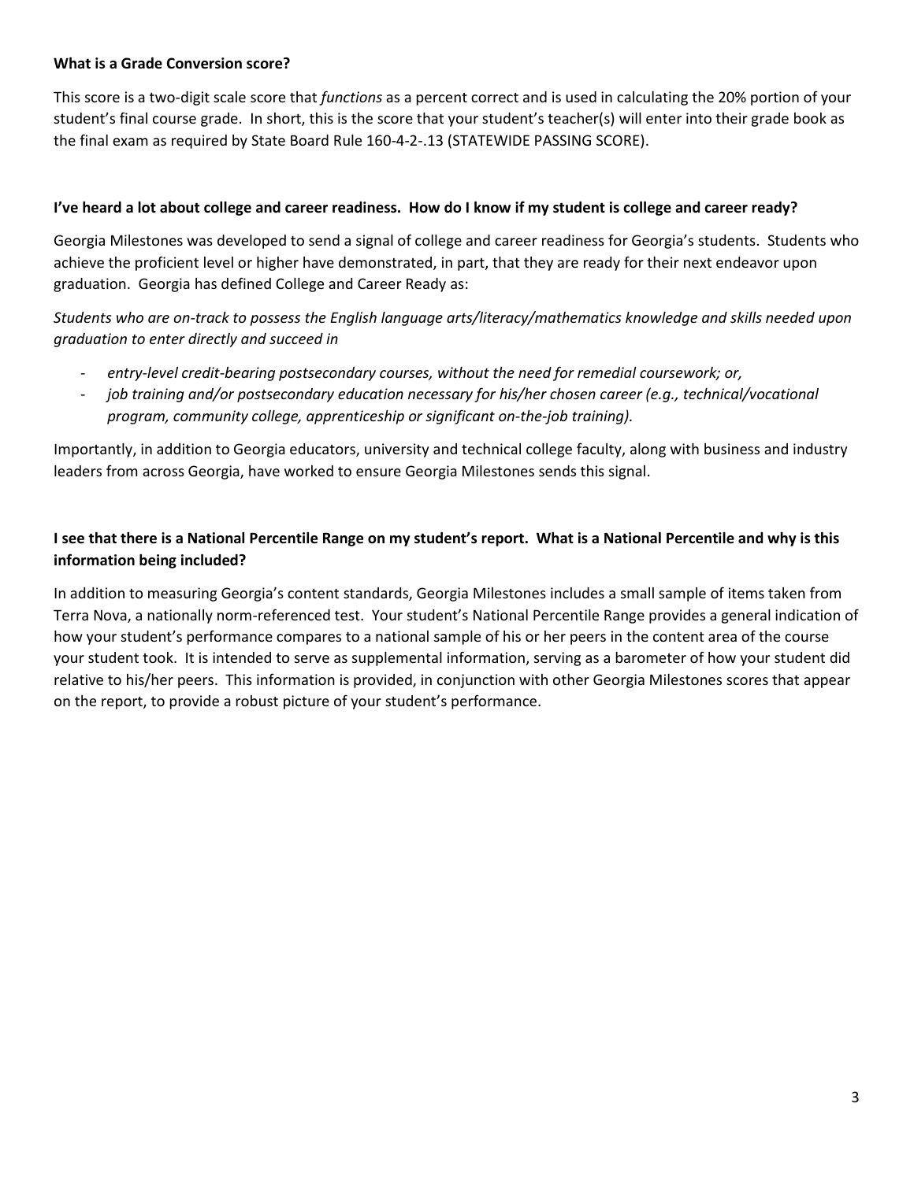**What is a Grade Conversion score?**

This score is a two-digit scale score that *functions* as a percent correct and is used in calculating the 20% portion of your student's final course grade. In short, this is the score that your student's teacher(s) will enter into their grade book as the final exam as required by State Board Rule 160-4-2-.13 (STATEWIDE PASSING SCORE).

**I've heard a lot about college and career readiness. How do I know if my student is college and career ready?**

Georgia Milestones was developed to send a signal of college and career readiness for Georgia's students. Students who achieve the proficient level or higher have demonstrated, in part, that they are ready for their next endeavor upon graduation. Georgia has defined College and Career Ready as:

*Students who are on-track to possess the English language arts/literacy/mathematics knowledge and skills needed upon graduation to enter directly and succeed in*

- *entry-level credit-bearing postsecondary courses, without the need for remedial coursework; or,*
- *job training and/or postsecondary education necessary for his/her chosen career (e.g., technical/vocational program, community college, apprenticeship or significant on-the-job training).*

Importantly, in addition to Georgia educators, university and technical college faculty, along with business and industry leaders from across Georgia, have worked to ensure Georgia Milestones sends this signal.

**I see that there is a National Percentile Range on my student's report. What is a National Percentile and why is this information being included?**

In addition to measuring Georgia's content standards, Georgia Milestones includes a small sample of items taken from Terra Nova, a nationally norm-referenced test. Your student's National Percentile Range provides a general indication of how your student's performance compares to a national sample of his or her peers in the content area of the course your student took. It is intended to serve as supplemental information, serving as a barometer of how your student did relative to his/her peers. This information is provided, in conjunction with other Georgia Milestones scores that appear on the report, to provide a robust picture of your student's performance.